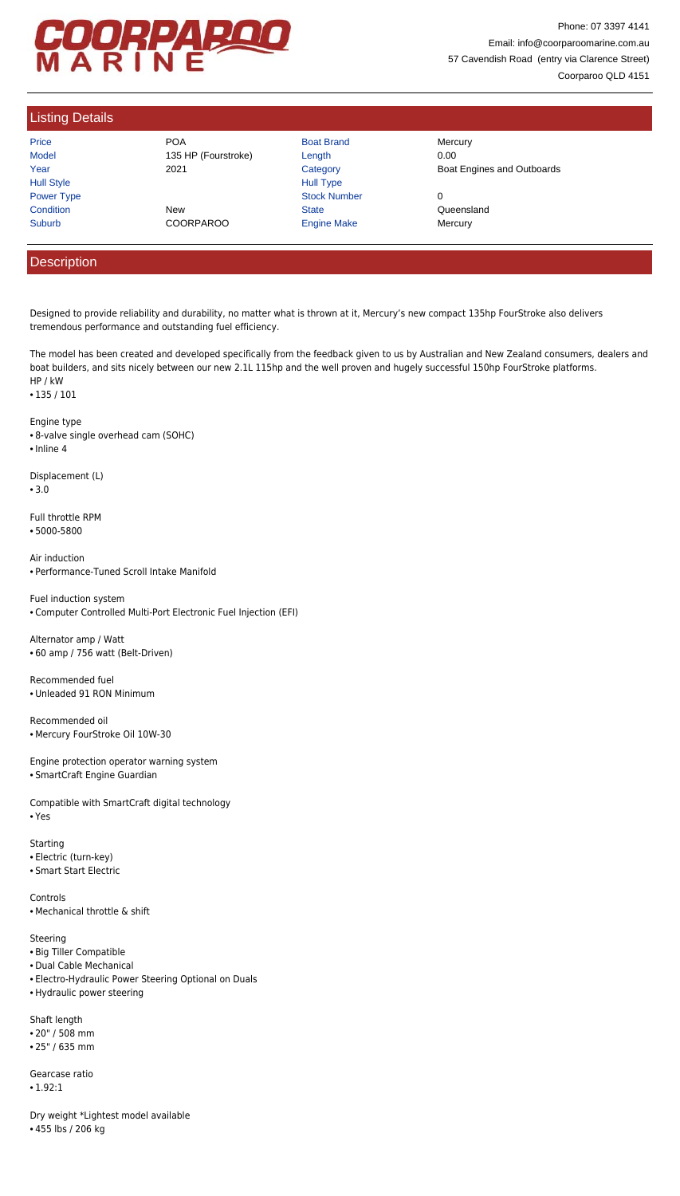# COORPAROO MARINE

Phone: 07 3397 4141
Email: info@coorparoomarine.com.au
57 Cavendish Road (entry via Clarence Street)
Coorparoo QLD 4151

## Listing Details

| | | | |
|---|---|---|---|
| Price | POA | Boat Brand | Mercury |
| Model | 135 HP (Fourstroke) | Length | 0.00 |
| Year | 2021 | Category | Boat Engines and Outboards |
| Hull Style | | Hull Type | |
| Power Type | | Stock Number | 0 |
| Condition | New | State | Queensland |
| Suburb | COORPAROO | Engine Make | Mercury |

## Description

Designed to provide reliability and durability, no matter what is thrown at it, Mercury's new compact 135hp FourStroke also delivers tremendous performance and outstanding fuel efficiency.

The model has been created and developed specifically from the feedback given to us by Australian and New Zealand consumers, dealers and boat builders, and sits nicely between our new 2.1L 115hp and the well proven and hugely successful 150hp FourStroke platforms.

HP / kW
- 135 / 101

Engine type
- 8-valve single overhead cam (SOHC)
- Inline 4

Displacement (L)
- 3.0

Full throttle RPM
- 5000-5800

Air induction
- Performance-Tuned Scroll Intake Manifold

Fuel induction system
- Computer Controlled Multi-Port Electronic Fuel Injection (EFI)

Alternator amp / Watt
- 60 amp / 756 watt (Belt-Driven)

Recommended fuel
- Unleaded 91 RON Minimum

Recommended oil
- Mercury FourStroke Oil 10W-30

Engine protection operator warning system
- SmartCraft Engine Guardian

Compatible with SmartCraft digital technology
- Yes

Starting
- Electric (turn-key)
- Smart Start Electric

Controls
- Mechanical throttle & shift

Steering
- Big Tiller Compatible
- Dual Cable Mechanical
- Electro-Hydraulic Power Steering Optional on Duals
- Hydraulic power steering

Shaft length
- 20" / 508 mm
- 25" / 635 mm

Gearcase ratio
- 1.92:1

Dry weight *Lightest model available
- 455 lbs / 206 kg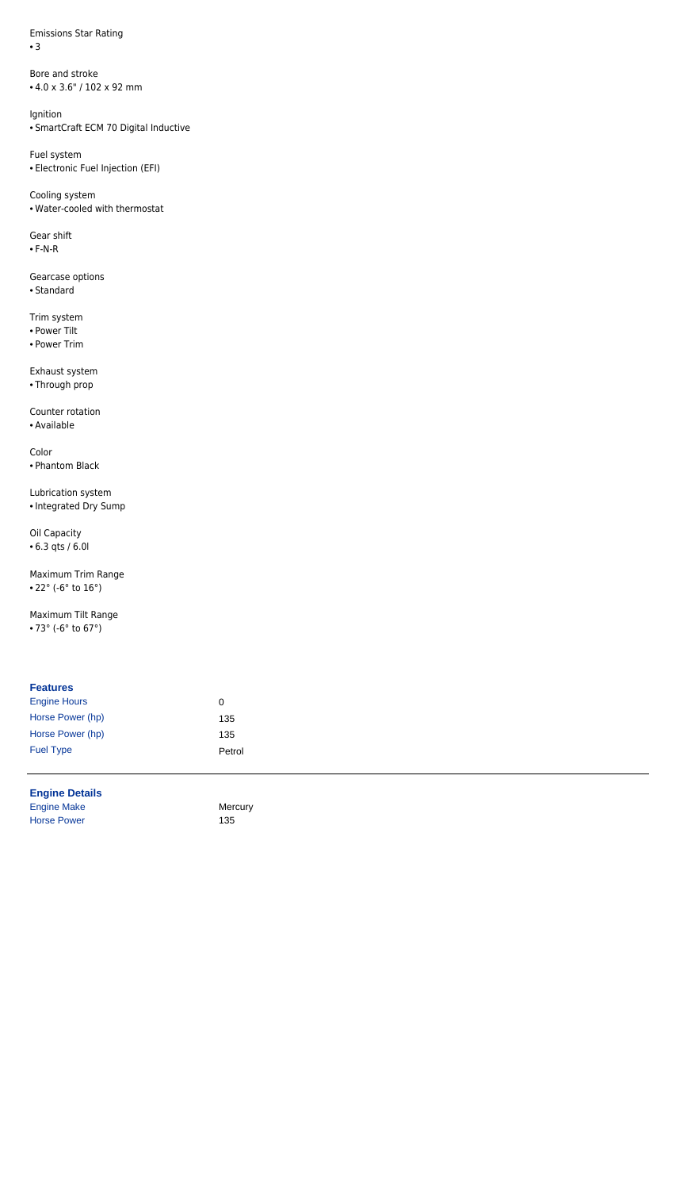Emissions Star Rating

- 3

Bore and stroke

- 4.0 x 3.6" / 102 x 92 mm

Ignition

- SmartCraft ECM 70 Digital Inductive

Fuel system

- Electronic Fuel Injection (EFI)

Cooling system

- Water-cooled with thermostat

Gear shift

- F-N-R

Gearcase options

- Standard

Trim system

- Power Tilt
- Power Trim

Exhaust system

- Through prop

Counter rotation

- Available

Color

- Phantom Black

Lubrication system

- Integrated Dry Sump

Oil Capacity

- 6.3 qts / 6.0l

Maximum Trim Range

- 22° (-6° to 16°)

Maximum Tilt Range

- 73° (-6° to 67°)

### Features

| | |
|---|---|
| Engine Hours | 0 |
| Horse Power (hp) | 135 |
| Horse Power (hp) | 135 |
| Fuel Type | Petrol |

---

### Engine Details

| | |
|---|---|
| Engine Make | Mercury |
| Horse Power | 135 |